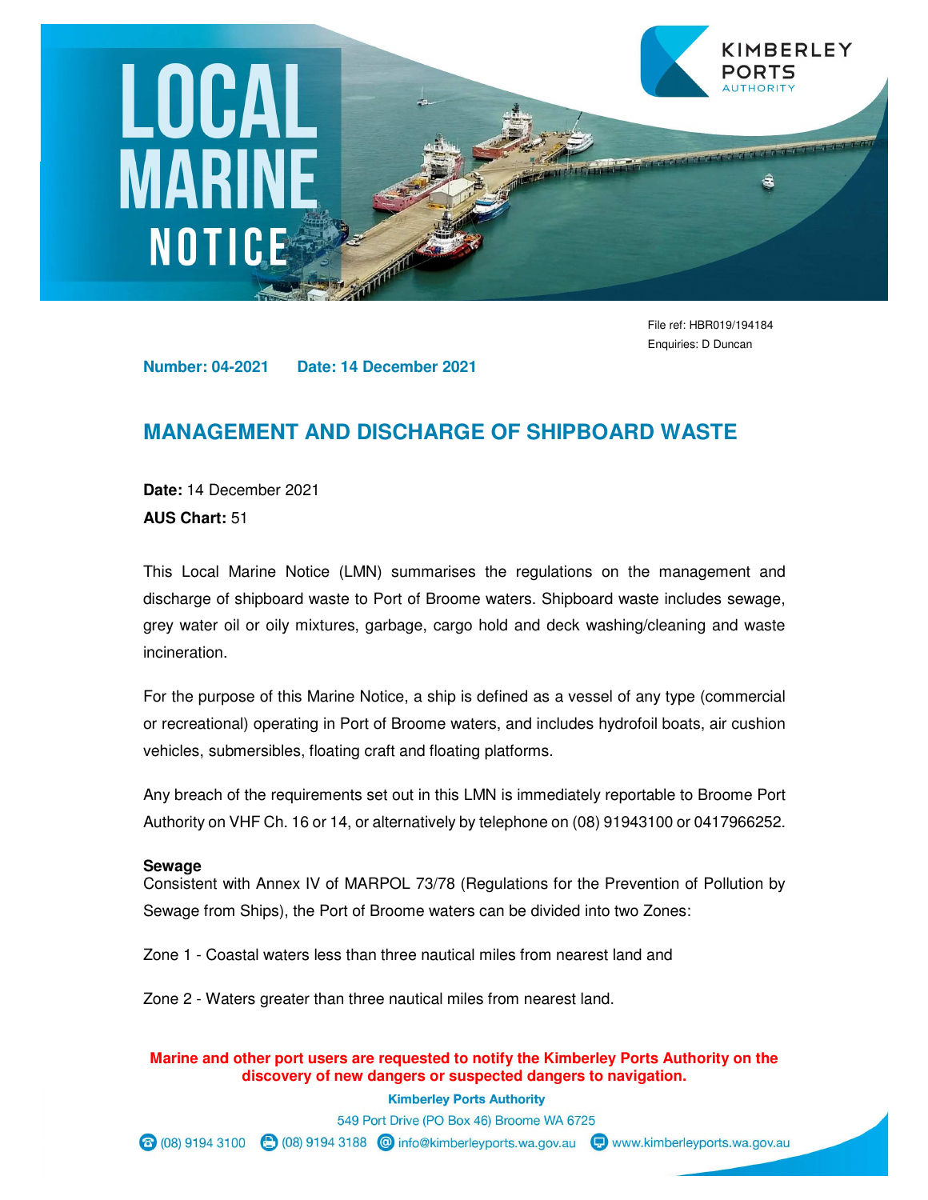# LOCAL MARINE NOTICE

KIMBERLEY PORTS AUTHORITY

File ref: HBR019/194184
Enquiries: D Duncan

**Number: 04-2021 Date: 14 December 2021**

## MANAGEMENT AND DISCHARGE OF SHIPBOARD WASTE

**Date:** 14 December 2021
**AUS Chart:** 51

This Local Marine Notice (LMN) summarises the regulations on the management and discharge of shipboard waste to Port of Broome waters. Shipboard waste includes sewage, grey water oil or oily mixtures, garbage, cargo hold and deck washing/cleaning and waste incineration.

For the purpose of this Marine Notice, a ship is defined as a vessel of any type (commercial or recreational) operating in Port of Broome waters, and includes hydrofoil boats, air cushion vehicles, submersibles, floating craft and floating platforms.

Any breach of the requirements set out in this LMN is immediately reportable to Broome Port Authority on VHF Ch. 16 or 14, or alternatively by telephone on (08) 91943100 or 0417966252.

### Sewage

Consistent with Annex IV of MARPOL 73/78 (Regulations for the Prevention of Pollution by Sewage from Ships), the Port of Broome waters can be divided into two Zones:

Zone 1 - Coastal waters less than three nautical miles from nearest land and

Zone 2 - Waters greater than three nautical miles from nearest land.

**Marine and other port users are requested to notify the Kimberley Ports Authority on the discovery of new dangers or suspected dangers to navigation.**

**Kimberley Ports Authority**
549 Port Drive (PO Box 46) Broome WA 6725
(08) 9194 3100 (08) 9194 3188 info@kimberleyports.wa.gov.au www.kimberleyports.wa.gov.au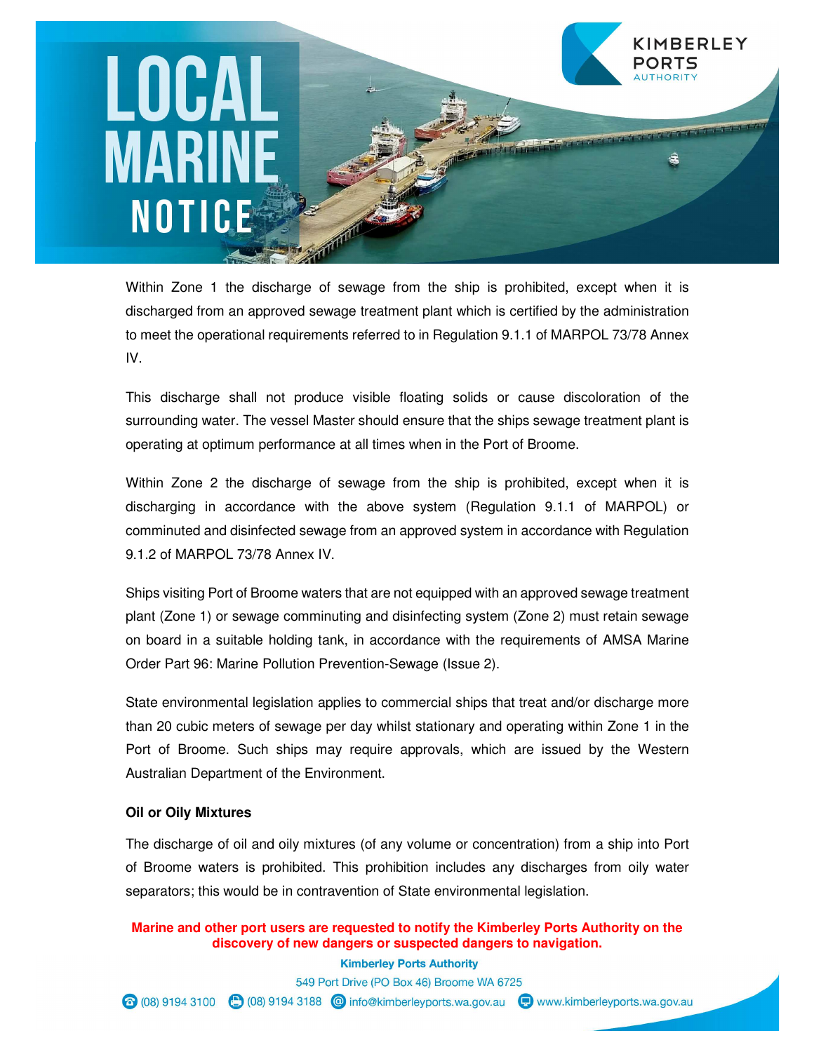Within Zone 1 the discharge of sewage from the ship is prohibited, except when it is discharged from an approved sewage treatment plant which is certified by the administration to meet the operational requirements referred to in Regulation 9.1.1 of MARPOL 73/78 Annex IV.

This discharge shall not produce visible floating solids or cause discoloration of the surrounding water. The vessel Master should ensure that the ships sewage treatment plant is operating at optimum performance at all times when in the Port of Broome.

Within Zone 2 the discharge of sewage from the ship is prohibited, except when it is discharging in accordance with the above system (Regulation 9.1.1 of MARPOL) or comminuted and disinfected sewage from an approved system in accordance with Regulation 9.1.2 of MARPOL 73/78 Annex IV.

Ships visiting Port of Broome waters that are not equipped with an approved sewage treatment plant (Zone 1) or sewage comminuting and disinfecting system (Zone 2) must retain sewage on board in a suitable holding tank, in accordance with the requirements of AMSA Marine Order Part 96: Marine Pollution Prevention-Sewage (Issue 2).

State environmental legislation applies to commercial ships that treat and/or discharge more than 20 cubic meters of sewage per day whilst stationary and operating within Zone 1 in the Port of Broome. Such ships may require approvals, which are issued by the Western Australian Department of the Environment.

**Oil or Oily Mixtures**

The discharge of oil and oily mixtures (of any volume or concentration) from a ship into Port of Broome waters is prohibited. This prohibition includes any discharges from oily water separators; this would be in contravention of State environmental legislation.

**Marine and other port users are requested to notify the Kimberley Ports Authority on the discovery of new dangers or suspected dangers to navigation.**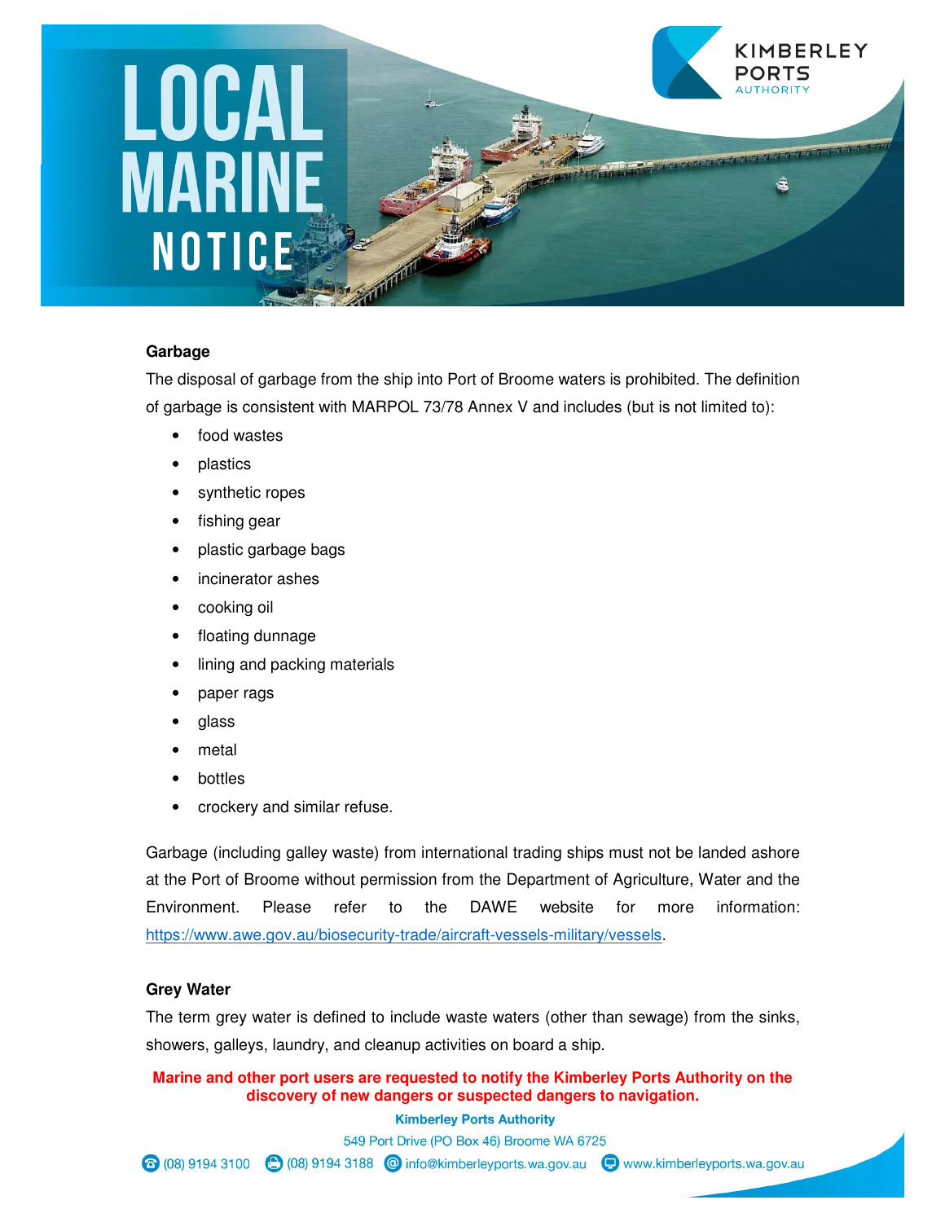### Garbage

The disposal of garbage from the ship into Port of Broome waters is prohibited. The definition of garbage is consistent with MARPOL 73/78 Annex V and includes (but is not limited to):

- food wastes
- plastics
- synthetic ropes
- fishing gear
- plastic garbage bags
- incinerator ashes
- cooking oil
- floating dunnage
- lining and packing materials
- paper rags
- glass
- metal
- bottles
- crockery and similar refuse.

Garbage (including galley waste) from international trading ships must not be landed ashore at the Port of Broome without permission from the Department of Agriculture, Water and the Environment. Please refer to the DAWE website for more information: https://www.awe.gov.au/biosecurity-trade/aircraft-vessels-military/vessels.

### Grey Water

The term grey water is defined to include waste waters (other than sewage) from the sinks, showers, galleys, laundry, and cleanup activities on board a ship.

**Marine and other port users are requested to notify the Kimberley Ports Authority on the discovery of new dangers or suspected dangers to navigation.**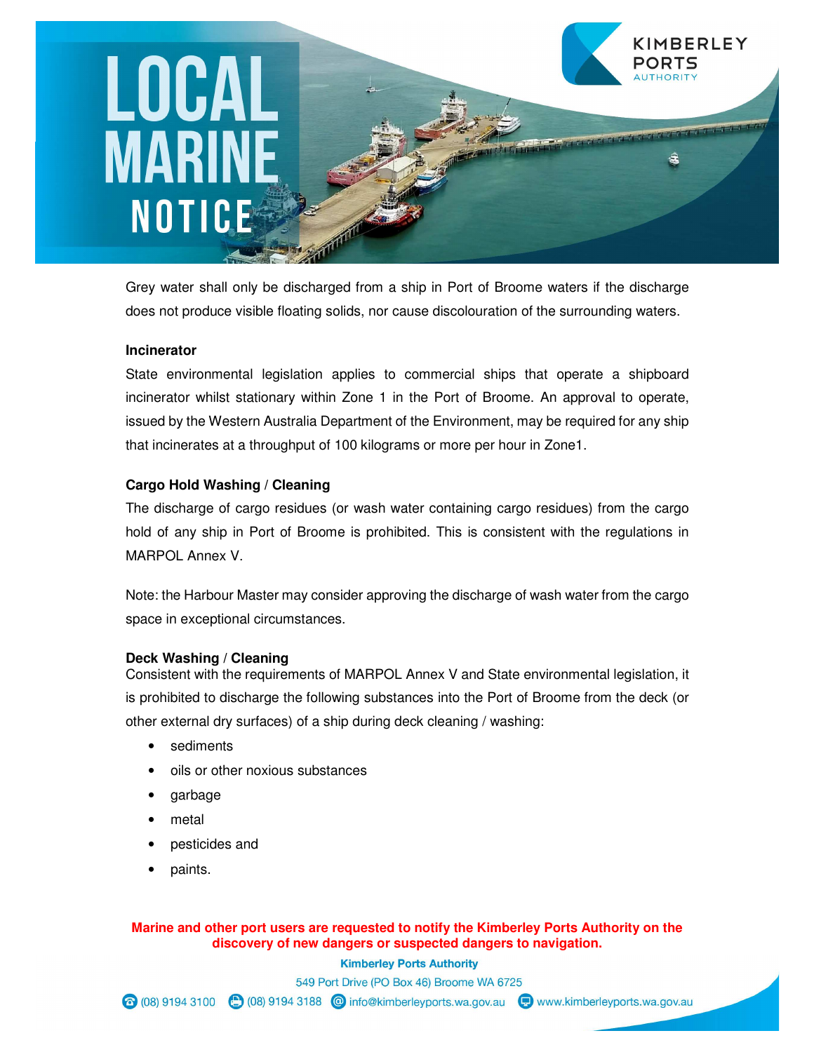Grey water shall only be discharged from a ship in Port of Broome waters if the discharge does not produce visible floating solids, nor cause discolouration of the surrounding waters.

**Incinerator**

State environmental legislation applies to commercial ships that operate a shipboard incinerator whilst stationary within Zone 1 in the Port of Broome. An approval to operate, issued by the Western Australia Department of the Environment, may be required for any ship that incinerates at a throughput of 100 kilograms or more per hour in Zone1.

**Cargo Hold Washing / Cleaning**

The discharge of cargo residues (or wash water containing cargo residues) from the cargo hold of any ship in Port of Broome is prohibited. This is consistent with the regulations in MARPOL Annex V.

Note: the Harbour Master may consider approving the discharge of wash water from the cargo space in exceptional circumstances.

**Deck Washing / Cleaning**

Consistent with the requirements of MARPOL Annex V and State environmental legislation, it is prohibited to discharge the following substances into the Port of Broome from the deck (or other external dry surfaces) of a ship during deck cleaning / washing:

- sediments
- oils or other noxious substances
- garbage
- metal
- pesticides and
- paints.

**Marine and other port users are requested to notify the Kimberley Ports Authority on the discovery of new dangers or suspected dangers to navigation.**

**Kimberley Ports Authority**

549 Port Drive (PO Box 46) Broome WA 6725

(08) 9194 3100 (08) 9194 3188 info@kimberleyports.wa.gov.au www.kimberleyports.wa.gov.au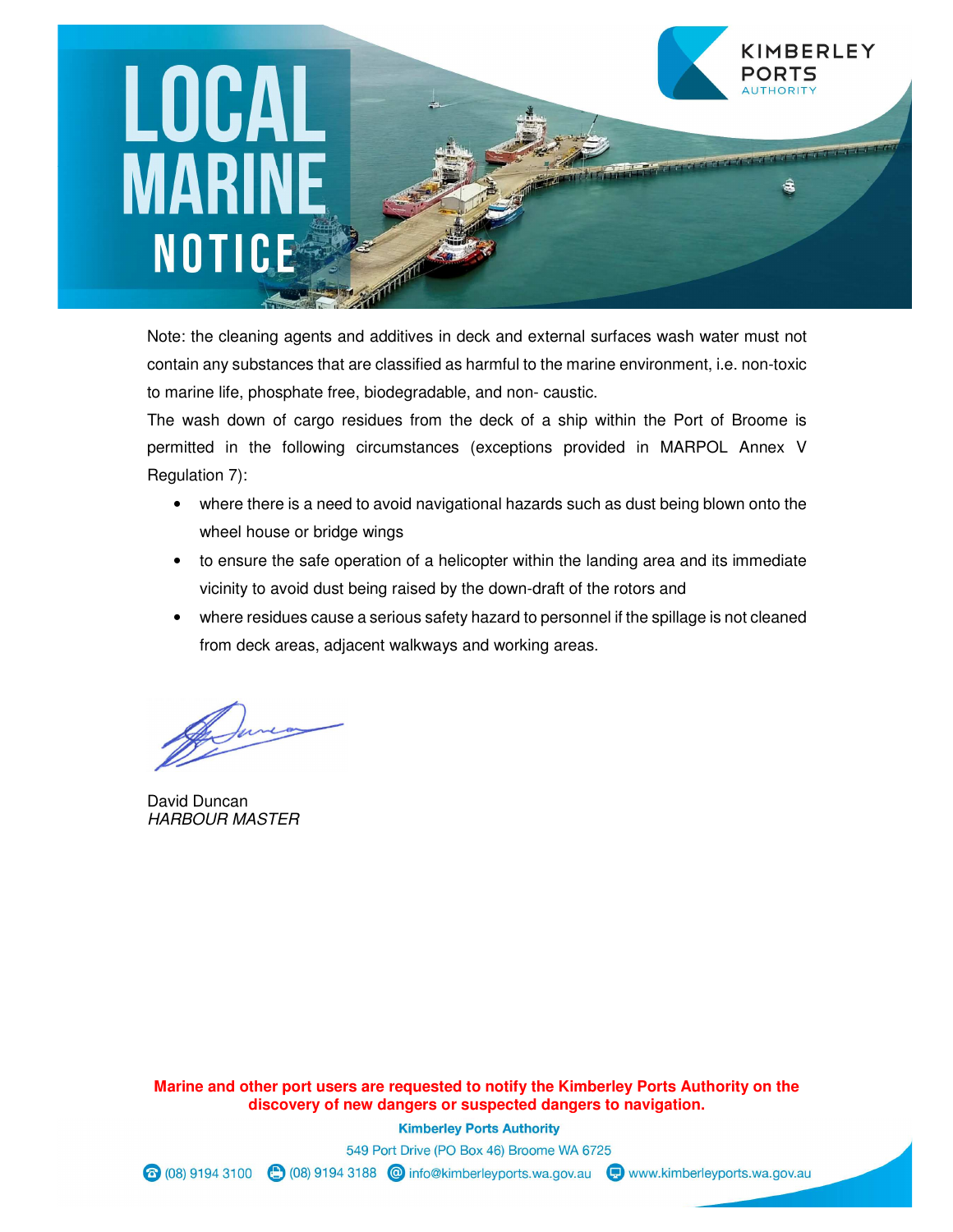# LOCAL MARINE NOTICE

Note: the cleaning agents and additives in deck and external surfaces wash water must not contain any substances that are classified as harmful to the marine environment, i.e. non-toxic to marine life, phosphate free, biodegradable, and non- caustic.

The wash down of cargo residues from the deck of a ship within the Port of Broome is permitted in the following circumstances (exceptions provided in MARPOL Annex V Regulation 7):

- where there is a need to avoid navigational hazards such as dust being blown onto the wheel house or bridge wings
- to ensure the safe operation of a helicopter within the landing area and its immediate vicinity to avoid dust being raised by the down-draft of the rotors and
- where residues cause a serious safety hazard to personnel if the spillage is not cleaned from deck areas, adjacent walkways and working areas.

David Duncan
*HARBOUR MASTER*

**Marine and other port users are requested to notify the Kimberley Ports Authority on the discovery of new dangers or suspected dangers to navigation.**

**Kimberley Ports Authority**
549 Port Drive (PO Box 46) Broome WA 6725
(08) 9194 3100 (08) 9194 3188 info@kimberleyports.wa.gov.au www.kimberleyports.wa.gov.au